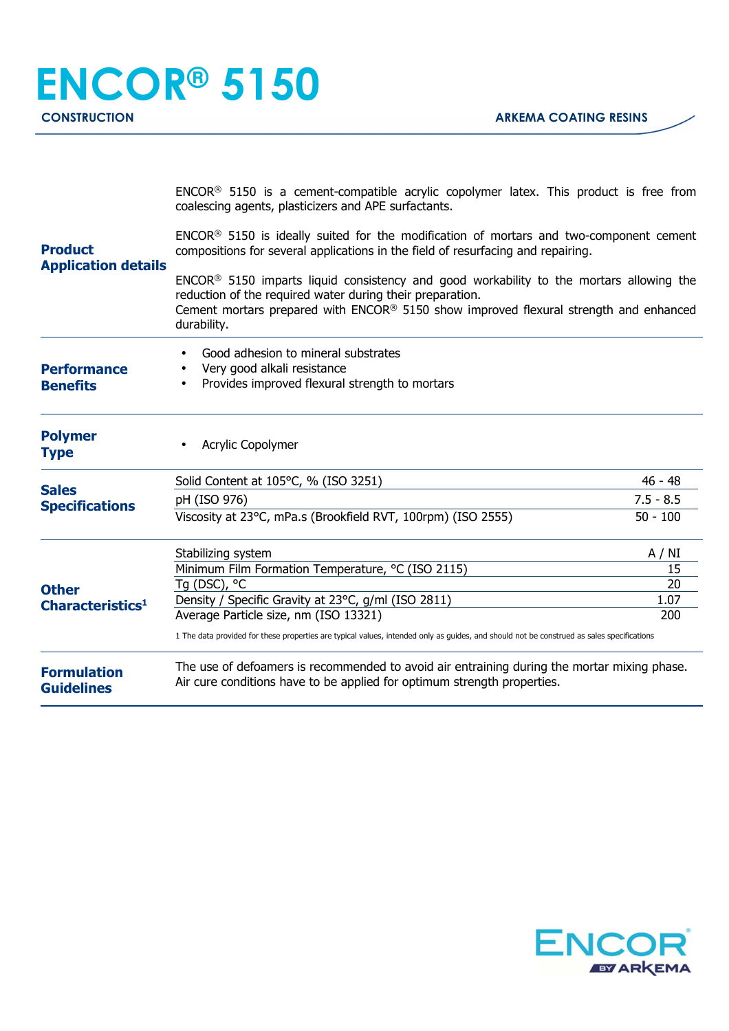# ENCOR® 5150

**CONSTRUCTION** | **ARKEMA COATING RESINS**

## Product Application details

ENCOR® 5150 is a cement-compatible acrylic copolymer latex. This product is free from coalescing agents, plasticizers and APE surfactants.

ENCOR® 5150 is ideally suited for the modification of mortars and two-component cement compositions for several applications in the field of resurfacing and repairing.

ENCOR® 5150 imparts liquid consistency and good workability to the mortars allowing the reduction of the required water during their preparation.
Cement mortars prepared with ENCOR® 5150 show improved flexural strength and enhanced durability.

## Performance Benefits

- Good adhesion to mineral substrates
- Very good alkali resistance
- Provides improved flexural strength to mortars

## Polymer Type

- Acrylic Copolymer

## Sales Specifications

| Property | Value |
|---|---|
| Solid Content at 105°C, % (ISO 3251) | 46 - 48 |
| pH (ISO 976) | 7.5 - 8.5 |
| Viscosity at 23°C, mPa.s (Brookfield RVT, 100rpm) (ISO 2555) | 50 - 100 |

## Other Characteristics[1]

| Property | Value |
|---|---|
| Stabilizing system | A / NI |
| Minimum Film Formation Temperature, °C (ISO 2115) | 15 |
| Tg (DSC), °C | 20 |
| Density / Specific Gravity at 23°C, g/ml (ISO 2811) | 1.07 |
| Average Particle size, nm (ISO 13321) | 200 |

1 The data provided for these properties are typical values, intended only as guides, and should not be construed as sales specifications

## Formulation Guidelines

The use of defoamers is recommended to avoid air entraining during the mortar mixing phase.
Air cure conditions have to be applied for optimum strength properties.

ENCOR BY ARKEMA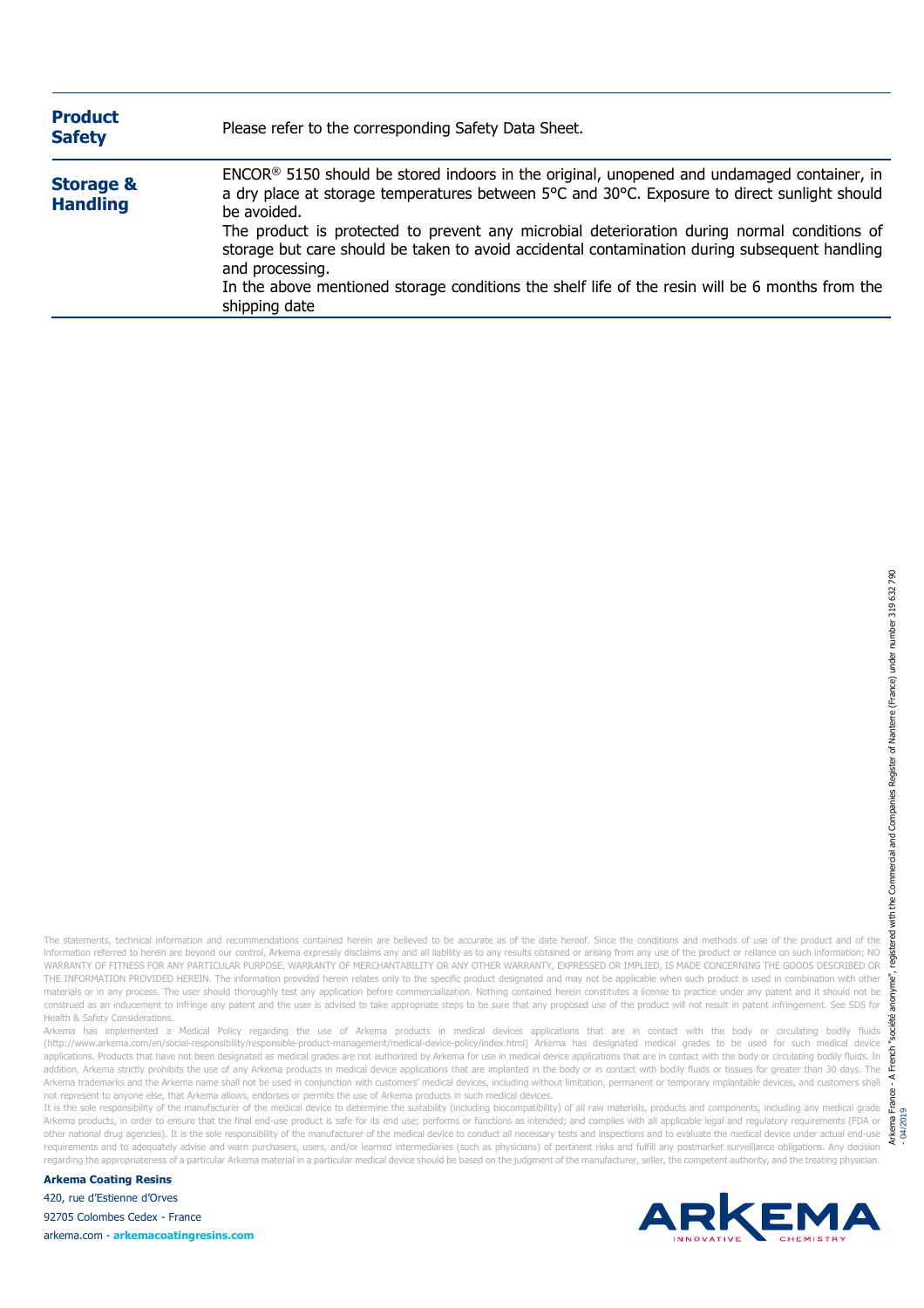| | |
|---|---|
| **Product Safety** | Please refer to the corresponding Safety Data Sheet. |
| **Storage & Handling** | ENCOR® 5150 should be stored indoors in the original, unopened and undamaged container, in a dry place at storage temperatures between 5°C and 30°C. Exposure to direct sunlight should be avoided. The product is protected to prevent any microbial deterioration during normal conditions of storage but care should be taken to avoid accidental contamination during subsequent handling and processing. In the above mentioned storage conditions the shelf life of the resin will be 6 months from the shipping date |

The statements, technical information and recommendations contained herein are believed to be accurate as of the date hereof. Since the conditions and methods of use of the product and of the information referred to herein are beyond our control, Arkema expressly disclaims any and all liability as to any results obtained or arising from any use of the product or reliance on such information; NO WARRANTY OF FITNESS FOR ANY PARTICULAR PURPOSE, WARRANTY OF MERCHANTABILITY OR ANY OTHER WARRANTY, EXPRESSED OR IMPLIED, IS MADE CONCERNING THE GOODS DESCRIBED OR THE INFORMATION PROVIDED HEREIN. The information provided herein relates only to the specific product designated and may not be applicable when such product is used in combination with other materials or in any process. The user should thoroughly test any application before commercialization. Nothing contained herein constitutes a license to practice under any patent and it should not be construed as an inducement to infringe any patent and the user is advised to take appropriate steps to be sure that any proposed use of the product will not result in patent infringement. See SDS for Health & Safety Considerations.

Arkema has implemented a Medical Policy regarding the use of Arkema products in medical devices applications that are in contact with the body or circulating bodily fluids (http://www.arkema.com/en/social-responsibility/responsible-product-management/medical-device-policy/index.html) Arkema has designated medical grades to be used for such medical device applications. Products that have not been designated as medical grades are not authorized by Arkema for use in medical device applications that are in contact with the body or circulating bodily fluids. In addition, Arkema strictly prohibits the use of any Arkema products in medical device applications that are implanted in the body or in contact with bodily fluids or tissues for greater than 30 days. The Arkema trademarks and the Arkema name shall not be used in conjunction with customers' medical devices, including without limitation, permanent or temporary implantable devices, and customers shall not represent to anyone else, that Arkema allows, endorses or permits the use of Arkema products in such medical devices.

It is the sole responsibility of the manufacturer of the medical device to determine the suitability (including biocompatibility) of all raw materials, products and components, including any medical grade Arkema products, in order to ensure that the final end-use product is safe for its end use; performs or functions as intended; and complies with all applicable legal and regulatory requirements (FDA or other national drug agencies). It is the sole responsibility of the manufacturer of the medical device to conduct all necessary tests and inspections and to evaluate the medical device under actual end-use requirements and to adequately advise and warn purchasers, users, and/or learned intermediaries (such as physicians) of pertinent risks and fulfill any postmarket surveillance obligations. Any decision regarding the appropriateness of a particular Arkema material in a particular medical device should be based on the judgment of the manufacturer, seller, the competent authority, and the treating physician.

**Arkema Coating Resins**
420, rue d'Estienne d'Orves
92705 Colombes Cedex - France
arkema.com - **arkemacoatingresins.com**

Arkema France - A French "société anonyme", registered with the Commercial and Companies Register of Nanterre (France) under number 319 632 790 - 04/2019